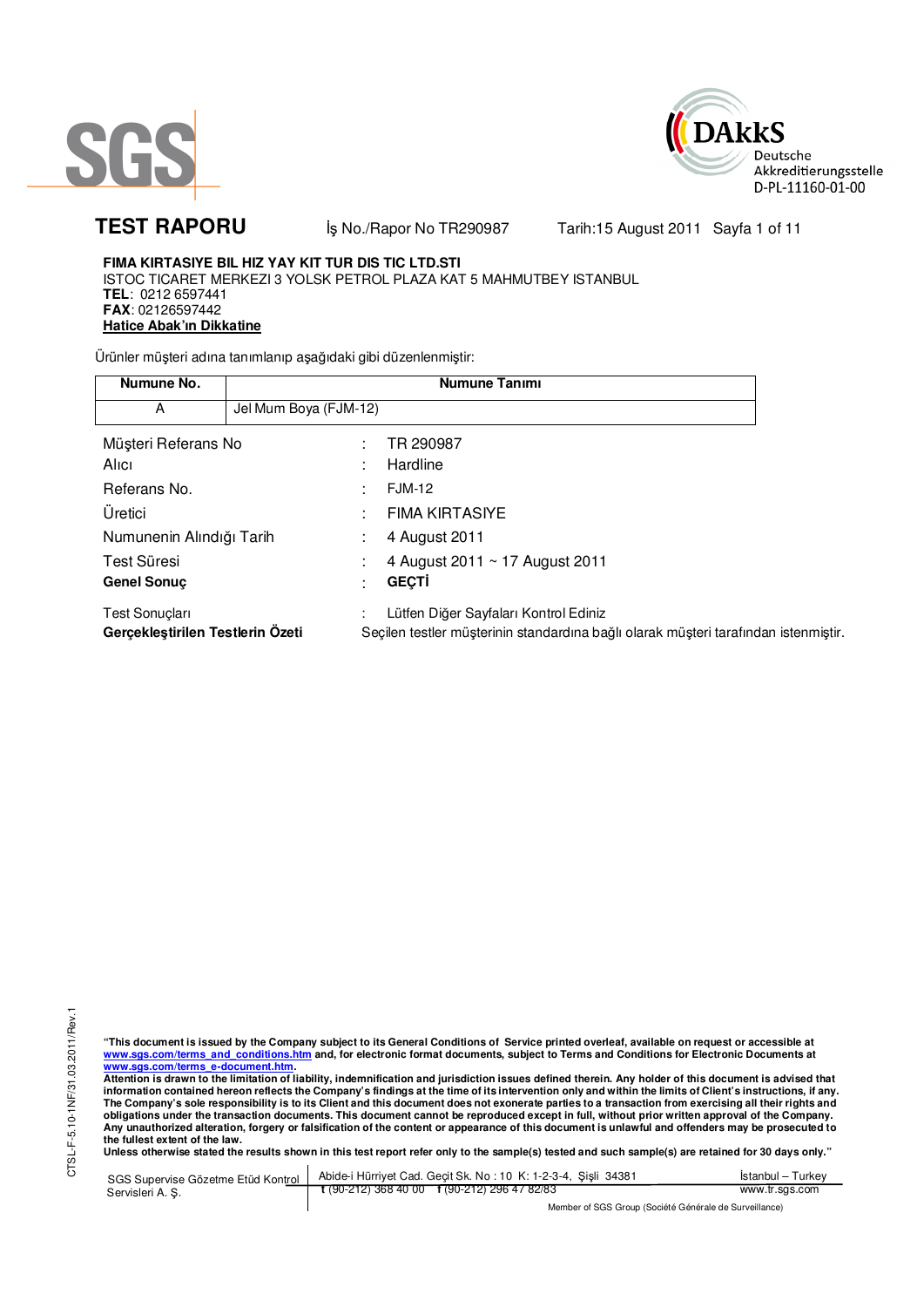# TEST RAPORU

İş No./Rapor No TR290987 Tarih:15 August 2011

**FIMA KIRTASIYE BIL HIZ YAY KIT TUR DIS TIC LTD.STI**
ISTOC TICARET MERKEZI 3 YOLSK PETROL PLAZA KAT 5 MAHMUTBEY ISTANBUL
**TEL**: 0212 6597441
**FAX**: 02126597442
**Hatice Abak'ın Dikkatine**

Ürünler müşteri adına tanımlanıp aşağıdaki gibi düzenlenmiştir:

| Numune No. | Numune Tanımı |
|---|---|
| A | Jel Mum Boya (FJM-12) |

| | | |
|---|---|---|
| Müşteri Referans No | : | TR 290987 |
| Alıcı | : | Hardline |
| Referans No. | : | FJM-12 |
| Üretici | : | FIMA KIRTASIYE |
| Numunenin Alındığı Tarih | : | 4 August 2011 |
| Test Süresi | : | 4 August 2011 ~ 17 August 2011 |
| **Genel Sonuç** | : | **GEÇTİ** |

Test Sonuçları : Lütfen Diğer Sayfaları Kontrol Ediniz

**Gerçekleştirilen Testlerin Özeti** Seçilen testler müşterinin standardına bağlı olarak müşteri tarafından istenmiştir.

**"This document is issued by the Company subject to its General Conditions of Service printed overleaf, available on request or accessible at www.sgs.com/terms_and_conditions.htm and, for electronic format documents, subject to Terms and Conditions for Electronic Documents at www.sgs.com/terms_e-document.htm.**
**Attention is drawn to the limitation of liability, indemnification and jurisdiction issues defined therein. Any holder of this document is advised that information contained hereon reflects the Company's findings at the time of its intervention only and within the limits of Client's instructions, if any. The Company's sole responsibility is to its Client and this document does not exonerate parties to a transaction from exercising all their rights and obligations under the transaction documents. This document cannot be reproduced except in full, without prior written approval of the Company. Any unauthorized alteration, forgery or falsification of the content or appearance of this document is unlawful and offenders may be prosecuted to the fullest extent of the law.**
**Unless otherwise stated the results shown in this test report refer only to the sample(s) tested and such sample(s) are retained for 30 days only."**

SGS Supervise Gözetme Etüd Kontrol Servisleri A. Ş. | Abide-i Hürriyet Cad. Geçit Sk. No : 10 K: 1-2-3-4, Şişli 34381 | İstanbul – Turkey
t (90-212) 368 40 00 f (90-212) 296 47 82/83 | www.tr.sgs.com

Member of SGS Group (Société Générale de Surveillance)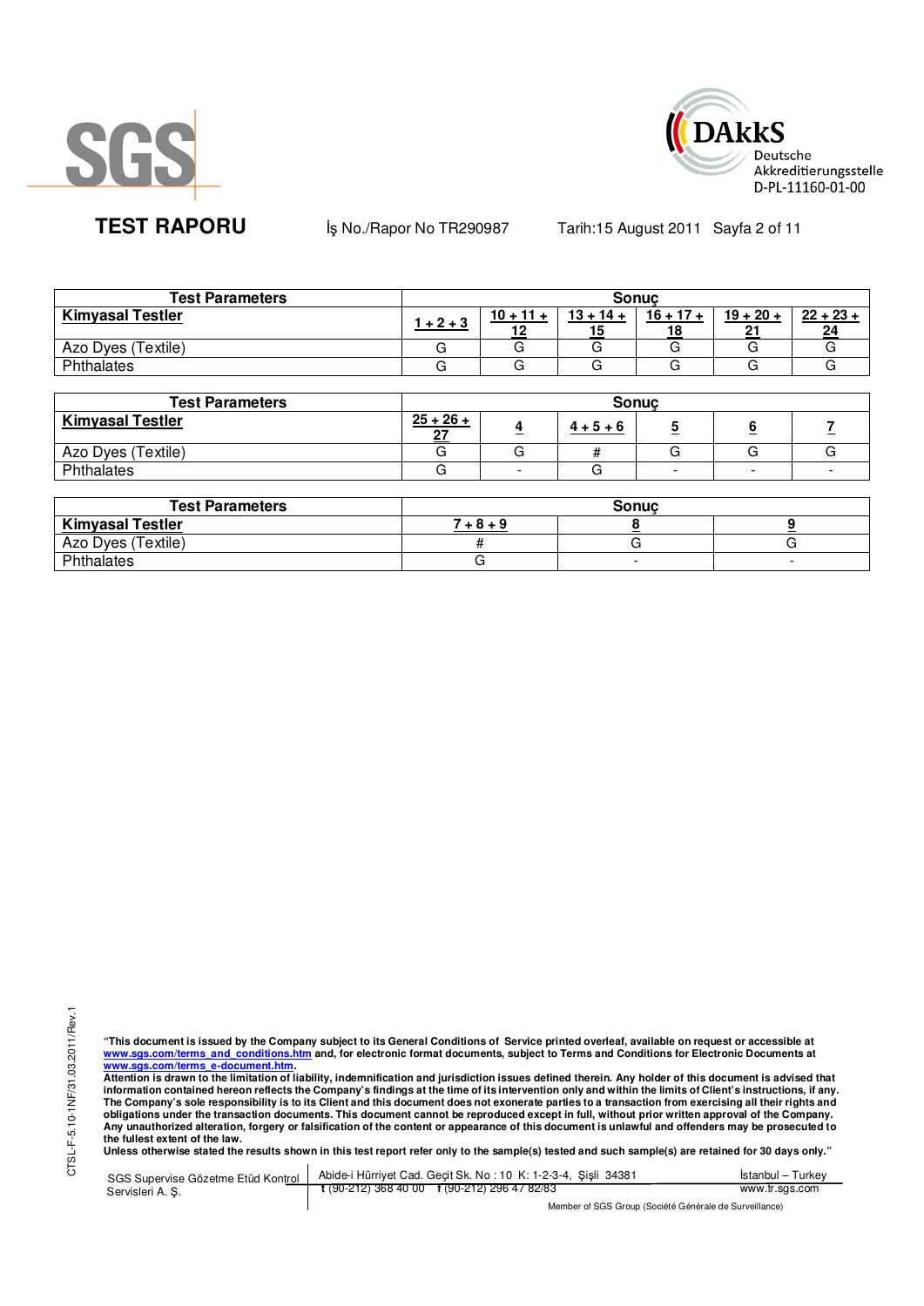**TEST RAPORU** İş No./Rapor No TR290987 Tarih:15 August 2011

| Test Parameters | Sonuç | | | | | |
|---|---|---|---|---|---|---|
| **Kimyasal Testler** | **1 + 2 + 3** | **10 + 11 + 12** | **13 + 14 + 15** | **16 + 17 + 18** | **19 + 20 + 21** | **22 + 23 + 24** |
| Azo Dyes (Textile) | G | G | G | G | G | G |
| Phthalates | G | G | G | G | G | G |

| Test Parameters | Sonuç | | | | | |
|---|---|---|---|---|---|---|
| **Kimyasal Testler** | **25 + 26 + 27** | **4** | **4 + 5 + 6** | **5** | **6** | **7** |
| Azo Dyes (Textile) | G | G | # | G | G | G |
| Phthalates | G | - | G | - | - | - |

| Test Parameters | Sonuç | | |
|---|---|---|---|
| **Kimyasal Testler** | **7 + 8 + 9** | **8** | **9** |
| Azo Dyes (Textile) | # | G | G |
| Phthalates | G | - | - |

"This document is issued by the Company subject to its General Conditions of Service printed overleaf, available on request or accessible at www.sgs.com/terms_and_conditions.htm and, for electronic format documents, subject to Terms and Conditions for Electronic Documents at www.sgs.com/terms_e-document.htm.
Attention is drawn to the limitation of liability, indemnification and jurisdiction issues defined therein. Any holder of this document is advised that information contained hereon reflects the Company's findings at the time of its intervention only and within the limits of Client's instructions, if any. The Company's sole responsibility is to its Client and this document does not exonerate parties to a transaction from exercising all their rights and obligations under the transaction documents. This document cannot be reproduced except in full, without prior written approval of the Company. Any unauthorized alteration, forgery or falsification of the content or appearance of this document is unlawful and offenders may be prosecuted to the fullest extent of the law.
Unless otherwise stated the results shown in this test report refer only to the sample(s) tested and such sample(s) are retained for 30 days only."

SGS Supervise Gözetme Etüd Kontrol Servisleri A. Ş. | Abide-i Hürriyet Cad. Geçit Sk. No : 10 K: 1-2-3-4, Şişli 34381 İstanbul – Turkey | t (90-212) 368 40 00 f (90-212) 296 47 82/83 | www.tr.sgs.com

Member of SGS Group (Société Générale de Surveillance)

CTSL-F-5.10-1NF/31.03.2011/Rev.1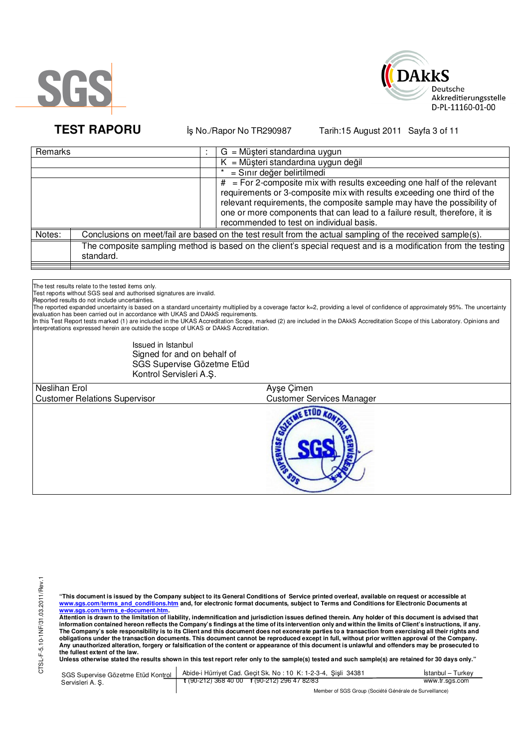## TEST RAPORU

İş No./Rapor No TR290987 Tarih:15 August 2011

| Remarks | : | G = Müşteri standardına uygun |
|---|---|---|
| | | K = Müşteri standardına uygun değil |
| | | * = Sınır değer belirtilmedi |
| | | # = For 2-composite mix with results exceeding one half of the relevant requirements or 3-composite mix with results exceeding one third of the relevant requirements, the composite sample may have the possibility of one or more components that can lead to a failure result, therefore, it is recommended to test on individual basis. |

| Notes: | Conclusions on meet/fail are based on the test result from the actual sampling of the received sample(s). |
|---|---|
| | The composite sampling method is based on the client's special request and is a modification from the testing standard. |

The test results relate to the tested items only.
Test reports without SGS seal and authorised signatures are invalid.
Reported results do not include uncertainties.
The reported expanded uncertainty is based on a standard uncertainty multiplied by a coverage factor k=2, providing a level of confidence of approximately 95%. The uncertainty evaluation has been carried out in accordance with UKAS and DAkkS requirements.
In this Test Report tests marked (1) are included in the UKAS Accreditation Scope, marked (2) are included in the DAkkS Accreditation Scope of this Laboratory. Opinions and interpretations expressed herein are outside the scope of UKAS or DAkkS Accreditation.

Issued in Istanbul
Signed for and on behalf of
SGS Supervise Gözetme Etüd
Kontrol Servisleri A.Ş.

| Neslihan Erol | Ayşe Çimen |
|---|---|
| Customer Relations Supervisor | Customer Services Manager |

**"This document is issued by the Company subject to its General Conditions of Service printed overleaf, available on request or accessible at www.sgs.com/terms_and_conditions.htm and, for electronic format documents, subject to Terms and Conditions for Electronic Documents at www.sgs.com/terms_e-document.htm.**
**Attention is drawn to the limitation of liability, indemnification and jurisdiction issues defined therein. Any holder of this document is advised that information contained hereon reflects the Company's findings at the time of its intervention only and within the limits of Client's instructions, if any. The Company's sole responsibility is to its Client and this document does not exonerate parties to a transaction from exercising all their rights and obligations under the transaction documents. This document cannot be reproduced except in full, without prior written approval of the Company. Any unauthorized alteration, forgery or falsification of the content or appearance of this document is unlawful and offenders may be prosecuted to the fullest extent of the law.**
**Unless otherwise stated the results shown in this test report refer only to the sample(s) tested and such sample(s) are retained for 30 days only."**

SGS Supervise Gözetme Etüd Kontrol Servisleri A. Ş. | Abide-i Hürriyet Cad. Geçit Sk. No : 10 K: 1-2-3-4, Şişli 34381 İstanbul – Turkey | t (90-212) 368 40 00 f (90-212) 296 47 82/83 | www.tr.sgs.com

Member of SGS Group (Société Générale de Surveillance)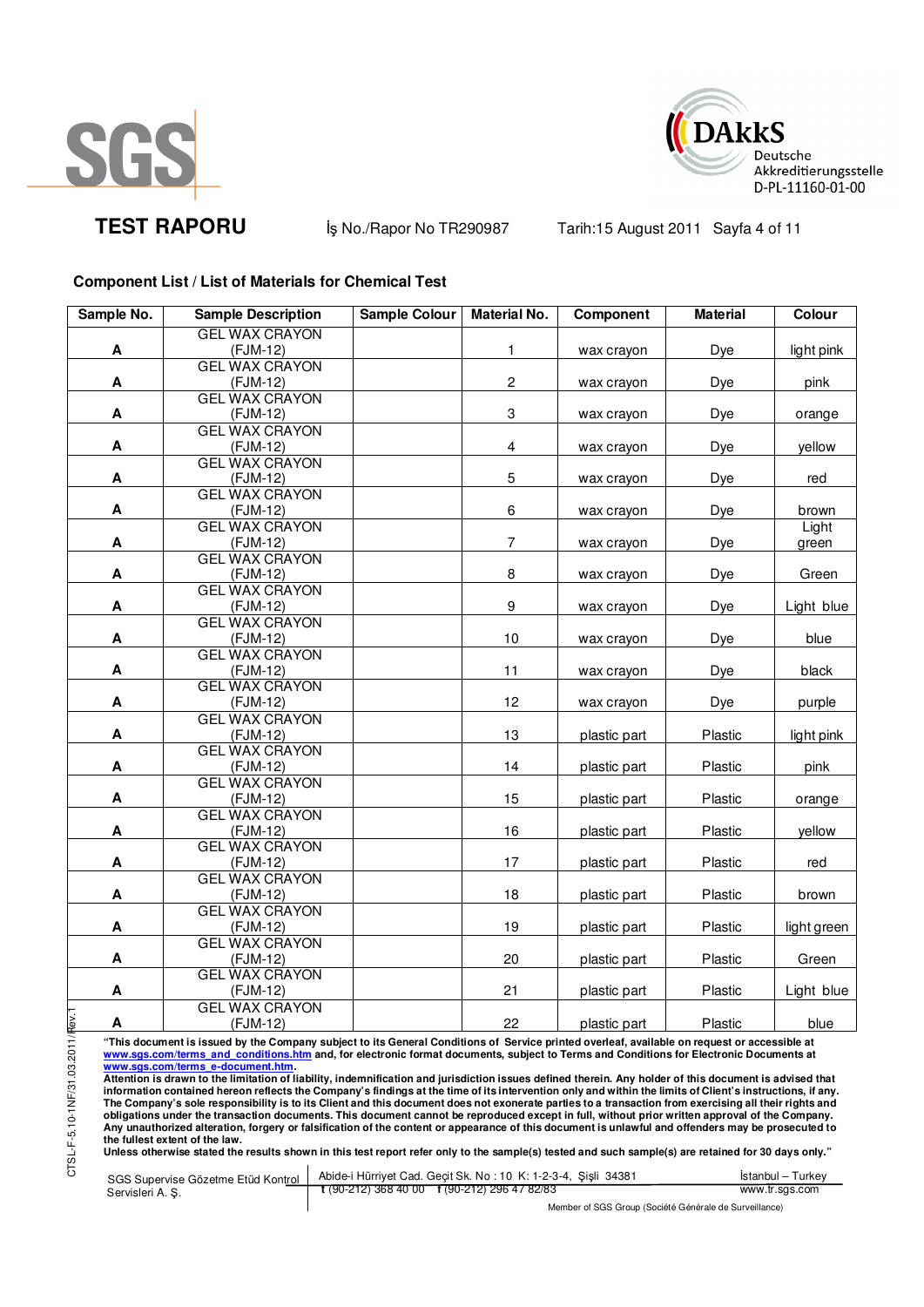**TEST RAPORU** İş No./Rapor No TR290987 Tarih:15 August 2011

## Component List / List of Materials for Chemical Test

| Sample No. | Sample Description | Sample Colour | Material No. | Component | Material | Colour |
|---|---|---|---|---|---|---|
| A | GEL WAX CRAYON (FJM-12) | | 1 | wax crayon | Dye | light pink |
| A | GEL WAX CRAYON (FJM-12) | | 2 | wax crayon | Dye | pink |
| A | GEL WAX CRAYON (FJM-12) | | 3 | wax crayon | Dye | orange |
| A | GEL WAX CRAYON (FJM-12) | | 4 | wax crayon | Dye | yellow |
| A | GEL WAX CRAYON (FJM-12) | | 5 | wax crayon | Dye | red |
| A | GEL WAX CRAYON (FJM-12) | | 6 | wax crayon | Dye | brown |
| A | GEL WAX CRAYON (FJM-12) | | 7 | wax crayon | Dye | Light green |
| A | GEL WAX CRAYON (FJM-12) | | 8 | wax crayon | Dye | Green |
| A | GEL WAX CRAYON (FJM-12) | | 9 | wax crayon | Dye | Light blue |
| A | GEL WAX CRAYON (FJM-12) | | 10 | wax crayon | Dye | blue |
| A | GEL WAX CRAYON (FJM-12) | | 11 | wax crayon | Dye | black |
| A | GEL WAX CRAYON (FJM-12) | | 12 | wax crayon | Dye | purple |
| A | GEL WAX CRAYON (FJM-12) | | 13 | plastic part | Plastic | light pink |
| A | GEL WAX CRAYON (FJM-12) | | 14 | plastic part | Plastic | pink |
| A | GEL WAX CRAYON (FJM-12) | | 15 | plastic part | Plastic | orange |
| A | GEL WAX CRAYON (FJM-12) | | 16 | plastic part | Plastic | yellow |
| A | GEL WAX CRAYON (FJM-12) | | 17 | plastic part | Plastic | red |
| A | GEL WAX CRAYON (FJM-12) | | 18 | plastic part | Plastic | brown |
| A | GEL WAX CRAYON (FJM-12) | | 19 | plastic part | Plastic | light green |
| A | GEL WAX CRAYON (FJM-12) | | 20 | plastic part | Plastic | Green |
| A | GEL WAX CRAYON (FJM-12) | | 21 | plastic part | Plastic | Light blue |
| A | GEL WAX CRAYON (FJM-12) | | 22 | plastic part | Plastic | blue |

**"This document is issued by the Company subject to its General Conditions of Service printed overleaf, available on request or accessible at www.sgs.com/terms_and_conditions.htm and, for electronic format documents, subject to Terms and Conditions for Electronic Documents at www.sgs.com/terms_e-document.htm.**
**Attention is drawn to the limitation of liability, indemnification and jurisdiction issues defined therein. Any holder of this document is advised that information contained hereon reflects the Company's findings at the time of its intervention only and within the limits of Client's instructions, if any. The Company's sole responsibility is to its Client and this document does not exonerate parties to a transaction from exercising all their rights and obligations under the transaction documents. This document cannot be reproduced except in full, without prior written approval of the Company. Any unauthorized alteration, forgery or falsification of the content or appearance of this document is unlawful and offenders may be prosecuted to the fullest extent of the law.**
**Unless otherwise stated the results shown in this test report refer only to the sample(s) tested and such sample(s) are retained for 30 days only."**

SGS Supervise Gözetme Etüd Kontrol Servisleri A. Ş. | Abide-i Hürriyet Cad. Geçit Sk. No : 10 K: 1-2-3-4, Şişli 34381 | İstanbul – Turkey
t (90-212) 368 40 00 f (90-212) 296 47 82/83 | www.tr.sgs.com

Member of SGS Group (Société Générale de Surveillance)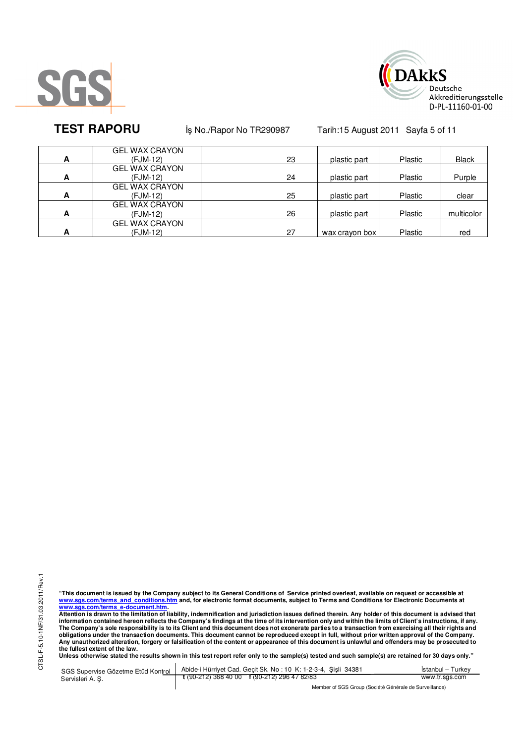**TEST RAPORU** İş No./Rapor No TR290987 Tarih:15 August 2011

| | | | | | | |
|---|---|---|---|---|---|---|
| A | GEL WAX CRAYON (FJM-12) | | 23 | plastic part | Plastic | Black |
| A | GEL WAX CRAYON (FJM-12) | | 24 | plastic part | Plastic | Purple |
| A | GEL WAX CRAYON (FJM-12) | | 25 | plastic part | Plastic | clear |
| A | GEL WAX CRAYON (FJM-12) | | 26 | plastic part | Plastic | multicolor |
| A | GEL WAX CRAYON (FJM-12) | | 27 | wax crayon box | Plastic | red |

**"This document is issued by the Company subject to its General Conditions of Service printed overleaf, available on request or accessible at www.sgs.com/terms_and_conditions.htm and, for electronic format documents, subject to Terms and Conditions for Electronic Documents at www.sgs.com/terms_e-document.htm.**
**Attention is drawn to the limitation of liability, indemnification and jurisdiction issues defined therein. Any holder of this document is advised that information contained hereon reflects the Company's findings at the time of its intervention only and within the limits of Client's instructions, if any. The Company's sole responsibility is to its Client and this document does not exonerate parties to a transaction from exercising all their rights and obligations under the transaction documents. This document cannot be reproduced except in full, without prior written approval of the Company. Any unauthorized alteration, forgery or falsification of the content or appearance of this document is unlawful and offenders may be prosecuted to the fullest extent of the law.**
**Unless otherwise stated the results shown in this test report refer only to the sample(s) tested and such sample(s) are retained for 30 days only."**

SGS Supervise Gözetme Etüd Kontrol Servisleri A. Ş. | Abide-i Hürriyet Cad. Geçit Sk. No : 10 K: 1-2-3-4, Şişli 34381 t (90-212) 368 40 00 f (90-212) 296 47 82/83 | İstanbul – Turkey www.tr.sgs.com

Member of SGS Group (Société Générale de Surveillance)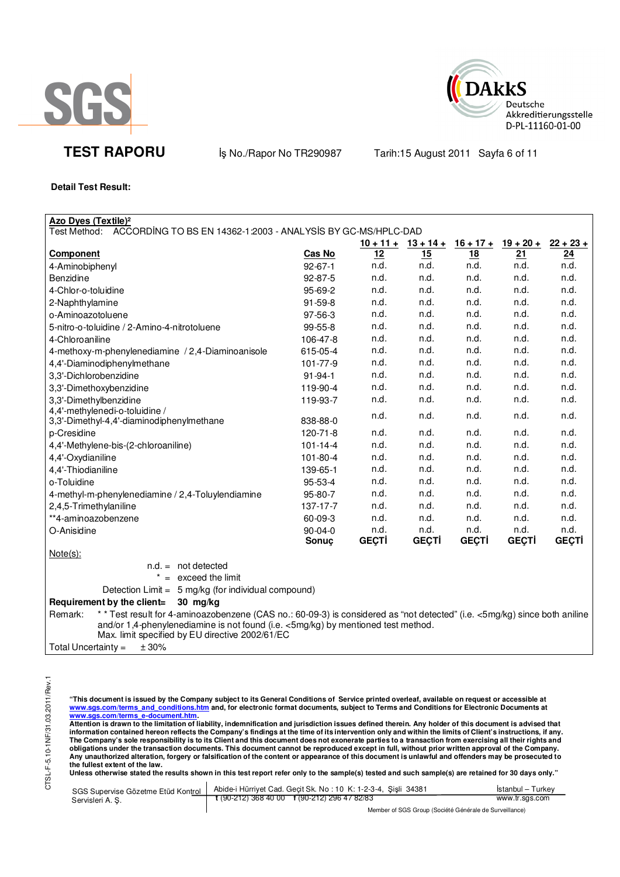SGS

DAkkS Deutsche Akkreditierungsstelle D-PL-11160-01-00

# TEST RAPORU

İş No./Rapor No TR290987 Tarih:15 August 2011

**Detail Test Result:**

**Azo Dyes (Textile)²**

Test Method: ACCORDİNG TO BS EN 14362-1:2003 - ANALYSİS BY GC-MS/HPLC-DAD

| Component | Cas No | 10 + 11 + 12 | 13 + 14 + 15 | 16 + 17 + 18 | 19 + 20 + 21 | 22 + 23 + 24 |
|---|---|---|---|---|---|---|
| 4-Aminobiphenyl | 92-67-1 | n.d. | n.d. | n.d. | n.d. | n.d. |
| Benzidine | 92-87-5 | n.d. | n.d. | n.d. | n.d. | n.d. |
| 4-Chlor-o-toluidine | 95-69-2 | n.d. | n.d. | n.d. | n.d. | n.d. |
| 2-Naphthylamine | 91-59-8 | n.d. | n.d. | n.d. | n.d. | n.d. |
| o-Aminoazotoluene | 97-56-3 | n.d. | n.d. | n.d. | n.d. | n.d. |
| 5-nitro-o-toluidine / 2-Amino-4-nitrotoluene | 99-55-8 | n.d. | n.d. | n.d. | n.d. | n.d. |
| 4-Chloroaniline | 106-47-8 | n.d. | n.d. | n.d. | n.d. | n.d. |
| 4-methoxy-m-phenylenediamine / 2,4-Diaminoanisole | 615-05-4 | n.d. | n.d. | n.d. | n.d. | n.d. |
| 4,4'-Diaminodiphenylmethane | 101-77-9 | n.d. | n.d. | n.d. | n.d. | n.d. |
| 3,3'-Dichlorobenzidine | 91-94-1 | n.d. | n.d. | n.d. | n.d. | n.d. |
| 3,3'-Dimethoxybenzidine | 119-90-4 | n.d. | n.d. | n.d. | n.d. | n.d. |
| 3,3'-Dimethylbenzidine | 119-93-7 | n.d. | n.d. | n.d. | n.d. | n.d. |
| 4,4'-methylenedi-o-toluidine / 3,3'-Dimethyl-4,4'-diaminodiphenylmethane | 838-88-0 | n.d. | n.d. | n.d. | n.d. | n.d. |
| p-Cresidine | 120-71-8 | n.d. | n.d. | n.d. | n.d. | n.d. |
| 4,4'-Methylene-bis-(2-chloroaniline) | 101-14-4 | n.d. | n.d. | n.d. | n.d. | n.d. |
| 4,4'-Oxydianiline | 101-80-4 | n.d. | n.d. | n.d. | n.d. | n.d. |
| 4,4'-Thiodianiline | 139-65-1 | n.d. | n.d. | n.d. | n.d. | n.d. |
| o-Toluidine | 95-53-4 | n.d. | n.d. | n.d. | n.d. | n.d. |
| 4-methyl-m-phenylenediamine / 2,4-Toluylendiamine | 95-80-7 | n.d. | n.d. | n.d. | n.d. | n.d. |
| 2,4,5-Trimethylaniline | 137-17-7 | n.d. | n.d. | n.d. | n.d. | n.d. |
| **4-aminoazobenzene | 60-09-3 | n.d. | n.d. | n.d. | n.d. | n.d. |
| O-Anisidine | 90-04-0 | n.d. | n.d. | n.d. | n.d. | n.d. |
| | **Sonuç** | **GEÇTİ** | **GEÇTİ** | **GEÇTİ** | **GEÇTİ** | **GEÇTİ** |

Note(s):

n.d. = not detected

\* = exceed the limit

Detection Limit = 5 mg/kg (for individual compound)

**Requirement by the client= 30 mg/kg**

Remark: ** Test result for 4-aminoazobenzene (CAS no.: 60-09-3) is considered as "not detected" (i.e. <5mg/kg) since both aniline and/or 1,4-phenylenediamine is not found (i.e. <5mg/kg) by mentioned test method.
Max. limit specified by EU directive 2002/61/EC

Total Uncertainty = ± 30%

CTSL-F-5.10-1NF/31.03.2011/Rev.1

**"This document is issued by the Company subject to its General Conditions of Service printed overleaf, available on request or accessible at www.sgs.com/terms_and_conditions.htm and, for electronic format documents, subject to Terms and Conditions for Electronic Documents at www.sgs.com/terms_e-document.htm.**
**Attention is drawn to the limitation of liability, indemnification and jurisdiction issues defined therein. Any holder of this document is advised that information contained hereon reflects the Company's findings at the time of its intervention only and within the limits of Client's instructions, if any. The Company's sole responsibility is to its Client and this document does not exonerate parties to a transaction from exercising all their rights and obligations under the transaction documents. This document cannot be reproduced except in full, without prior written approval of the Company. Any unauthorized alteration, forgery or falsification of the content or appearance of this document is unlawful and offenders may be prosecuted to the fullest extent of the law.**
**Unless otherwise stated the results shown in this test report refer only to the sample(s) tested and such sample(s) are retained for 30 days only."**

SGS Supervise Gözetme Etüd Kontrol Servisleri A. Ş. | Abide-i Hürriyet Cad. Geçit Sk. No : 10 K: 1-2-3-4, Şişli 34381 | İstanbul – Turkey
t (90-212) 368 40 00 f (90-212) 296 47 82/83 | www.tr.sgs.com

Member of SGS Group (Société Générale de Surveillance)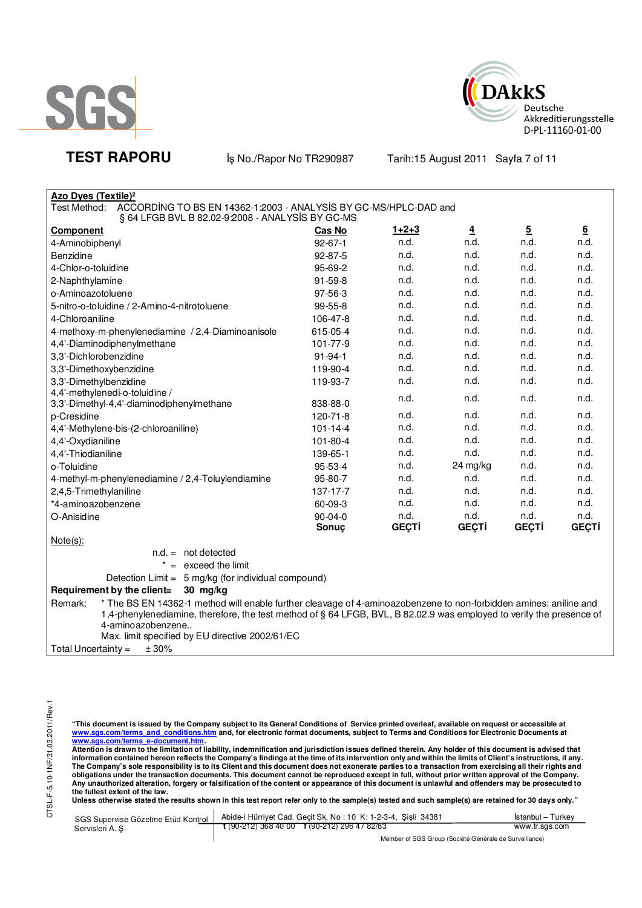**TEST RAPORU** İş No./Rapor No TR290987 Tarih:15 August 2011

**Azo Dyes (Textile)²**

Test Method: ACCORDİNG TO BS EN 14362-1:2003 - ANALYSİS BY GC-MS/HPLC-DAD and § 64 LFGB BVL B 82.02-9:2008 - ANALYSİS BY GC-MS

| Component | Cas No | 1+2+3 | 4 | 5 | 6 |
|---|---|---|---|---|---|
| 4-Aminobiphenyl | 92-67-1 | n.d. | n.d. | n.d. | n.d. |
| Benzidine | 92-87-5 | n.d. | n.d. | n.d. | n.d. |
| 4-Chlor-o-toluidine | 95-69-2 | n.d. | n.d. | n.d. | n.d. |
| 2-Naphthylamine | 91-59-8 | n.d. | n.d. | n.d. | n.d. |
| o-Aminoazotoluene | 97-56-3 | n.d. | n.d. | n.d. | n.d. |
| 5-nitro-o-toluidine / 2-Amino-4-nitrotoluene | 99-55-8 | n.d. | n.d. | n.d. | n.d. |
| 4-Chloroaniline | 106-47-8 | n.d. | n.d. | n.d. | n.d. |
| 4-methoxy-m-phenylenediamine / 2,4-Diaminoanisole | 615-05-4 | n.d. | n.d. | n.d. | n.d. |
| 4,4'-Diaminodiphenylmethane | 101-77-9 | n.d. | n.d. | n.d. | n.d. |
| 3,3'-Dichlorobenzidine | 91-94-1 | n.d. | n.d. | n.d. | n.d. |
| 3,3'-Dimethoxybenzidine | 119-90-4 | n.d. | n.d. | n.d. | n.d. |
| 3,3'-Dimethylbenzidine | 119-93-7 | n.d. | n.d. | n.d. | n.d. |
| 4,4'-methylenedi-o-toluidine / 3,3'-Dimethyl-4,4'-diaminodiphenylmethane | 838-88-0 | n.d. | n.d. | n.d. | n.d. |
| p-Cresidine | 120-71-8 | n.d. | n.d. | n.d. | n.d. |
| 4,4'-Methylene-bis-(2-chloroaniline) | 101-14-4 | n.d. | n.d. | n.d. | n.d. |
| 4,4'-Oxydianiline | 101-80-4 | n.d. | n.d. | n.d. | n.d. |
| 4,4'-Thiodianiline | 139-65-1 | n.d. | n.d. | n.d. | n.d. |
| o-Toluidine | 95-53-4 | n.d. | 24 mg/kg | n.d. | n.d. |
| 4-methyl-m-phenylenediamine / 2,4-Toluylendiamine | 95-80-7 | n.d. | n.d. | n.d. | n.d. |
| 2,4,5-Trimethylaniline | 137-17-7 | n.d. | n.d. | n.d. | n.d. |
| *4-aminoazobenzene | 60-09-3 | n.d. | n.d. | n.d. | n.d. |
| O-Anisidine | 90-04-0 | n.d. | n.d. | n.d. | n.d. |
| | **Sonuç** | **GEÇTİ** | **GEÇTİ** | **GEÇTİ** | **GEÇTİ** |

Note(s):

n.d. = not detected

\* = exceed the limit

Detection Limit = 5 mg/kg (for individual compound)

**Requirement by the client= 30 mg/kg**

Remark: * The BS EN 14362-1 method will enable further cleavage of 4-aminoazobenzene to non-forbidden amines: aniline and 1,4-phenylenediamine, therefore, the test method of § 64 LFGB, BVL, B 82.02.9 was employed to verify the presence of 4-aminoazobenzene..

Max. limit specified by EU directive 2002/61/EC

Total Uncertainty = ± 30%

**"This document is issued by the Company subject to its General Conditions of Service printed overleaf, available on request or accessible at www.sgs.com/terms_and_conditions.htm and, for electronic format documents, subject to Terms and Conditions for Electronic Documents at www.sgs.com/terms_e-document.htm.**
**Attention is drawn to the limitation of liability, indemnification and jurisdiction issues defined therein. Any holder of this document is advised that information contained hereon reflects the Company's findings at the time of its intervention only and within the limits of Client's instructions, if any. The Company's sole responsibility is to its Client and this document does not exonerate parties to a transaction from exercising all their rights and obligations under the transaction documents. This document cannot be reproduced except in full, without prior written approval of the Company. Any unauthorized alteration, forgery or falsification of the content or appearance of this document is unlawful and offenders may be prosecuted to the fullest extent of the law.**
**Unless otherwise stated the results shown in this test report refer only to the sample(s) tested and such sample(s) are retained for 30 days only."**

SGS Supervise Gözetme Etüd Kontrol Servisleri A. Ş. | Abide-i Hürriyet Cad. Geçit Sk. No : 10 K: 1-2-3-4, Şişli 34381 t (90-212) 368 40 00 f (90-212) 296 47 82/83 | İstanbul – Turkey www.tr.sgs.com

Member of SGS Group (Société Générale de Surveillance)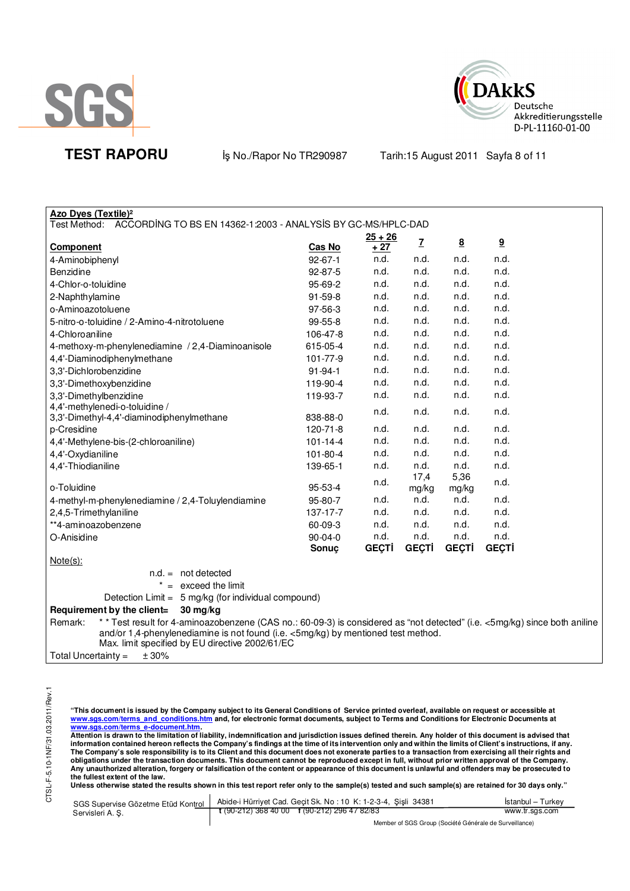SGS

DAkkS Deutsche Akkreditierungsstelle D-PL-11160-01-00

**TEST RAPORU** İş No./Rapor No TR290987 Tarih:15 August 2011

**Azo Dyes (Textile)²**

Test Method: ACCORDİNG TO BS EN 14362-1:2003 - ANALYSİS BY GC-MS/HPLC-DAD

| **Component** | **Cas No** | **25 + 26 + 27** | **7** | **8** | **9** |
|---|---|---|---|---|---|
| 4-Aminobiphenyl | 92-67-1 | n.d. | n.d. | n.d. | n.d. |
| Benzidine | 92-87-5 | n.d. | n.d. | n.d. | n.d. |
| 4-Chlor-o-toluidine | 95-69-2 | n.d. | n.d. | n.d. | n.d. |
| 2-Naphthylamine | 91-59-8 | n.d. | n.d. | n.d. | n.d. |
| o-Aminoazotoluene | 97-56-3 | n.d. | n.d. | n.d. | n.d. |
| 5-nitro-o-toluidine / 2-Amino-4-nitrotoluene | 99-55-8 | n.d. | n.d. | n.d. | n.d. |
| 4-Chloroaniline | 106-47-8 | n.d. | n.d. | n.d. | n.d. |
| 4-methoxy-m-phenylenediamine / 2,4-Diaminoanisole | 615-05-4 | n.d. | n.d. | n.d. | n.d. |
| 4,4'-Diaminodiphenylmethane | 101-77-9 | n.d. | n.d. | n.d. | n.d. |
| 3,3'-Dichlorobenzidine | 91-94-1 | n.d. | n.d. | n.d. | n.d. |
| 3,3'-Dimethoxybenzidine | 119-90-4 | n.d. | n.d. | n.d. | n.d. |
| 3,3'-Dimethylbenzidine | 119-93-7 | n.d. | n.d. | n.d. | n.d. |
| 4,4'-methylenedi-o-toluidine / 3,3'-Dimethyl-4,4'-diaminodiphenylmethane | 838-88-0 | n.d. | n.d. | n.d. | n.d. |
| p-Cresidine | 120-71-8 | n.d. | n.d. | n.d. | n.d. |
| 4,4'-Methylene-bis-(2-chloroaniline) | 101-14-4 | n.d. | n.d. | n.d. | n.d. |
| 4,4'-Oxydianiline | 101-80-4 | n.d. | n.d. | n.d. | n.d. |
| 4,4'-Thiodianiline | 139-65-1 | n.d. | n.d. | n.d. | n.d. |
| o-Toluidine | 95-53-4 | n.d. | 17,4 mg/kg | 5,36 mg/kg | n.d. |
| 4-methyl-m-phenylenediamine / 2,4-Toluylendiamine | 95-80-7 | n.d. | n.d. | n.d. | n.d. |
| 2,4,5-Trimethylaniline | 137-17-7 | n.d. | n.d. | n.d. | n.d. |
| **4-aminoazobenzene | 60-09-3 | n.d. | n.d. | n.d. | n.d. |
| O-Anisidine | 90-04-0 | n.d. | n.d. | n.d. | n.d. |
| | **Sonuç** | **GEÇTİ** | **GEÇTİ** | **GEÇTİ** | **GEÇTİ** |

Note(s):

n.d. = not detected

* = exceed the limit

Detection Limit = 5 mg/kg (for individual compound)

**Requirement by the client= 30 mg/kg**

Remark: ** Test result for 4-aminoazobenzene (CAS no.: 60-09-3) is considered as "not detected" (i.e. <5mg/kg) since both aniline and/or 1,4-phenylenediamine is not found (i.e. <5mg/kg) by mentioned test method.
Max. limit specified by EU directive 2002/61/EC

Total Uncertainty = ± 30%

**"This document is issued by the Company subject to its General Conditions of Service printed overleaf, available on request or accessible at www.sgs.com/terms_and_conditions.htm and, for electronic format documents, subject to Terms and Conditions for Electronic Documents at www.sgs.com/terms_e-document.htm.**
**Attention is drawn to the limitation of liability, indemnification and jurisdiction issues defined therein. Any holder of this document is advised that information contained hereon reflects the Company's findings at the time of its intervention only and within the limits of Client's instructions, if any. The Company's sole responsibility is to its Client and this document does not exonerate parties to a transaction from exercising all their rights and obligations under the transaction documents. This document cannot be reproduced except in full, without prior written approval of the Company. Any unauthorized alteration, forgery or falsification of the content or appearance of this document is unlawful and offenders may be prosecuted to the fullest extent of the law.**
**Unless otherwise stated the results shown in this test report refer only to the sample(s) tested and such sample(s) are retained for 30 days only."**

SGS Supervise Gözetme Etüd Kontrol Servisleri A. Ş. | Abide-i Hürriyet Cad. Geçit Sk. No : 10 K: 1-2-3-4, Şişli 34381 | t (90-212) 368 40 00 f (90-212) 296 47 82/83 | İstanbul – Turkey | www.tr.sgs.com

Member of SGS Group (Société Générale de Surveillance)

CTSL-F-5.10-1NF/31.03.2011/Rev.1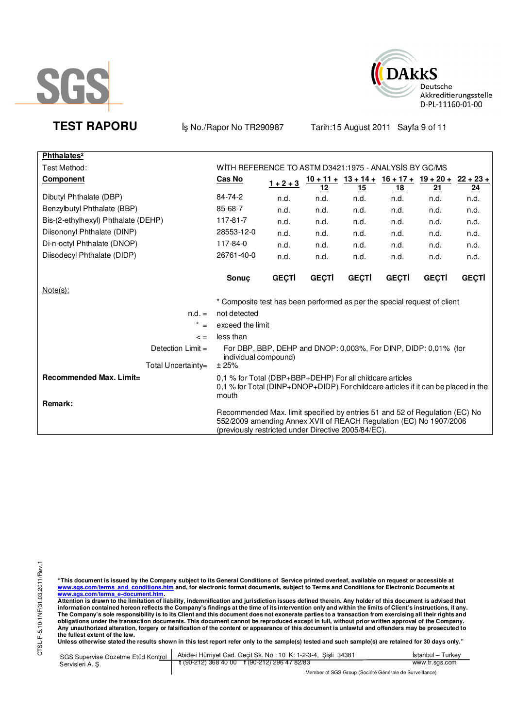# TEST RAPORU

İş No./Rapor No TR290987 Tarih:15 August 2011

**Phthalates²**

Test Method: WİTH REFERENCE TO ASTM D3421:1975 - ANALYSİS BY GC/MS

| Component | Cas No | 1 + 2 + 3 | 10 + 11 + 12 | 13 + 14 + 15 | 16 + 17 + 18 | 19 + 20 + 21 | 22 + 23 + 24 |
|---|---|---|---|---|---|---|---|
| Dibutyl Phthalate (DBP) | 84-74-2 | n.d. | n.d. | n.d. | n.d. | n.d. | n.d. |
| Benzylbutyl Phthalate (BBP) | 85-68-7 | n.d. | n.d. | n.d. | n.d. | n.d. | n.d. |
| Bis-(2-ethylhexyl) Phthalate (DEHP) | 117-81-7 | n.d. | n.d. | n.d. | n.d. | n.d. | n.d. |
| Diisononyl Phthalate (DINP) | 28553-12-0 | n.d. | n.d. | n.d. | n.d. | n.d. | n.d. |
| Di-n-octyl Phthalate (DNOP) | 117-84-0 | n.d. | n.d. | n.d. | n.d. | n.d. | n.d. |
| Diisodecyl Phthalate (DIDP) | 26761-40-0 | n.d. | n.d. | n.d. | n.d. | n.d. | n.d. |
| | **Sonuç** | **GEÇTİ** | **GEÇTİ** | **GEÇTİ** | **GEÇTİ** | **GEÇTİ** | **GEÇTİ** |

Note(s):

* Composite test has been performed as per the special request of client

n.d. = not detected

* = exceed the limit

< = less than

Detection Limit = For DBP, BBP, DEHP and DNOP: 0,003%, For DINP, DIDP: 0,01% (for individual compound)

Total Uncertainty= ± 25%

**Recommended Max. Limit=** 0,1 % for Total (DBP+BBP+DEHP) For all childcare articles
0,1 % for Total (DINP+DNOP+DIDP) For childcare articles if it can be placed in the mouth

**Remark:**

Recommended Max. limit specified by entries 51 and 52 of Regulation (EC) No 552/2009 amending Annex XVII of REACH Regulation (EC) No 1907/2006 (previously restricted under Directive 2005/84/EC).

**"This document is issued by the Company subject to its General Conditions of Service printed overleaf, available on request or accessible at www.sgs.com/terms_and_conditions.htm and, for electronic format documents, subject to Terms and Conditions for Electronic Documents at www.sgs.com/terms_e-document.htm.**
**Attention is drawn to the limitation of liability, indemnification and jurisdiction issues defined therein. Any holder of this document is advised that information contained hereon reflects the Company's findings at the time of its intervention only and within the limits of Client's instructions, if any. The Company's sole responsibility is to its Client and this document does not exonerate parties to a transaction from exercising all their rights and obligations under the transaction documents. This document cannot be reproduced except in full, without prior written approval of the Company. Any unauthorized alteration, forgery or falsification of the content or appearance of this document is unlawful and offenders may be prosecuted to the fullest extent of the law.**
**Unless otherwise stated the results shown in this test report refer only to the sample(s) tested and such sample(s) are retained for 30 days only."**

SGS Supervise Gözetme Etüd Kontrol Servisleri A. Ş. | Abide-i Hürriyet Cad. Geçit Sk. No : 10 K: 1-2-3-4, Şişli 34381 | İstanbul – Turkey
t (90-212) 368 40 00 f (90-212) 296 47 82/83 | www.tr.sgs.com

Member of SGS Group (Société Générale de Surveillance)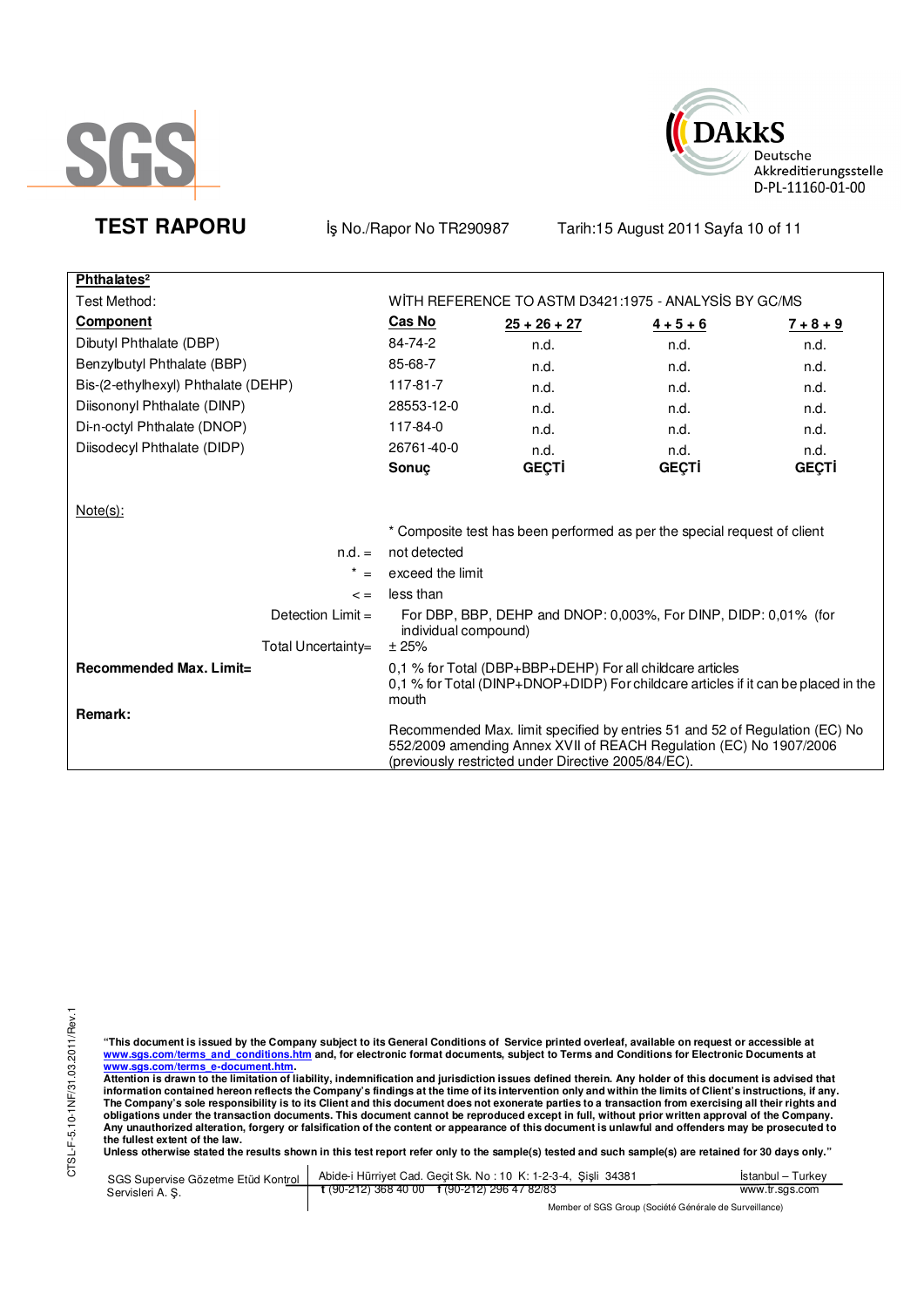SGS

DAkkS Deutsche Akkreditierungsstelle D-PL-11160-01-00

**TEST RAPORU** İş No./Rapor No TR290987 Tarih:15 August 2011

**Phthalates²**

| Test Method: | WİTH REFERENCE TO ASTM D3421:1975 - ANALYSİS BY GC/MS | | | |
|---|---|---|---|---|
| **Component** | **Cas No** | **25 + 26 + 27** | **4 + 5 + 6** | **7 + 8 + 9** |
| Dibutyl Phthalate (DBP) | 84-74-2 | n.d. | n.d. | n.d. |
| Benzylbutyl Phthalate (BBP) | 85-68-7 | n.d. | n.d. | n.d. |
| Bis-(2-ethylhexyl) Phthalate (DEHP) | 117-81-7 | n.d. | n.d. | n.d. |
| Diisononyl Phthalate (DINP) | 28553-12-0 | n.d. | n.d. | n.d. |
| Di-n-octyl Phthalate (DNOP) | 117-84-0 | n.d. | n.d. | n.d. |
| Diisodecyl Phthalate (DIDP) | 26761-40-0 | n.d. | n.d. | n.d. |
| | **Sonuç** | **GEÇTİ** | **GEÇTİ** | **GEÇTİ** |

Note(s):

* Composite test has been performed as per the special request of client

n.d. = not detected

* = exceed the limit

< = less than

Detection Limit = For DBP, BBP, DEHP and DNOP: 0,003%, For DINP, DIDP: 0,01% (for individual compound)

Total Uncertainty= ± 25%

**Recommended Max. Limit=** 0,1 % for Total (DBP+BBP+DEHP) For all childcare articles
0,1 % for Total (DINP+DNOP+DIDP) For childcare articles if it can be placed in the mouth

**Remark:**

Recommended Max. limit specified by entries 51 and 52 of Regulation (EC) No 552/2009 amending Annex XVII of REACH Regulation (EC) No 1907/2006 (previously restricted under Directive 2005/84/EC).

**"This document is issued by the Company subject to its General Conditions of Service printed overleaf, available on request or accessible at www.sgs.com/terms_and_conditions.htm and, for electronic format documents, subject to Terms and Conditions for Electronic Documents at www.sgs.com/terms_e-document.htm.**
**Attention is drawn to the limitation of liability, indemnification and jurisdiction issues defined therein. Any holder of this document is advised that information contained hereon reflects the Company's findings at the time of its intervention only and within the limits of Client's instructions, if any. The Company's sole responsibility is to its Client and this document does not exonerate parties to a transaction from exercising all their rights and obligations under the transaction documents. This document cannot be reproduced except in full, without prior written approval of the Company. Any unauthorized alteration, forgery or falsification of the content or appearance of this document is unlawful and offenders may be prosecuted to the fullest extent of the law.**
**Unless otherwise stated the results shown in this test report refer only to the sample(s) tested and such sample(s) are retained for 30 days only."**

SGS Supervise Gözetme Etüd Kontrol Servisleri A. Ş. | Abide-i Hürriyet Cad. Geçit Sk. No : 10 K: 1-2-3-4, Şişli 34381 | İstanbul – Turkey
t (90-212) 368 40 00 f (90-212) 296 47 82/83 | www.tr.sgs.com

Member of SGS Group (Société Générale de Surveillance)

CTSL-F-5.10-1NF/31.03.2011/Rev.1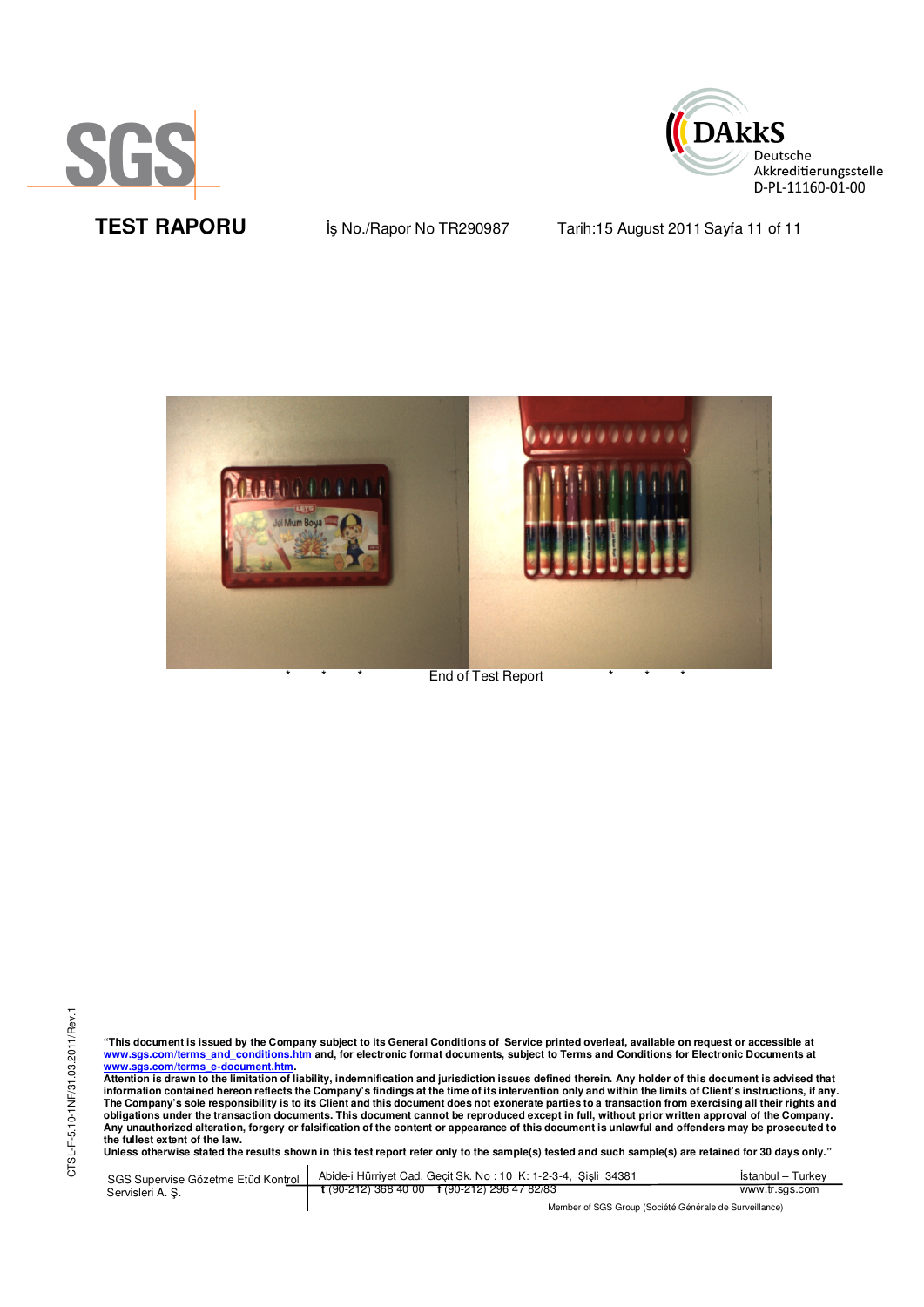# TEST RAPORU

İş No./Rapor No TR290987

Tarih:15 August 2011

\*  \*  \*  End of Test Report  \*  \*  \*

CTSL-F-5.10-1NF/31.03.2011/Rev.1

**"This document is issued by the Company subject to its General Conditions of Service printed overleaf, available on request or accessible at www.sgs.com/terms_and_conditions.htm and, for electronic format documents, subject to Terms and Conditions for Electronic Documents at www.sgs.com/terms_e-document.htm.**
**Attention is drawn to the limitation of liability, indemnification and jurisdiction issues defined therein. Any holder of this document is advised that information contained hereon reflects the Company's findings at the time of its intervention only and within the limits of Client's instructions, if any. The Company's sole responsibility is to its Client and this document does not exonerate parties to a transaction from exercising all their rights and obligations under the transaction documents. This document cannot be reproduced except in full, without prior written approval of the Company. Any unauthorized alteration, forgery or falsification of the content or appearance of this document is unlawful and offenders may be prosecuted to the fullest extent of the law.**
**Unless otherwise stated the results shown in this test report refer only to the sample(s) tested and such sample(s) are retained for 30 days only."**

SGS Supervise Gözetme Etüd Kontrol Servisleri A. Ş.

Abide-i Hürriyet Cad. Geçit Sk. No : 10 K: 1-2-3-4, Şişli 34381 İstanbul – Turkey

t (90-212) 368 40 00 f (90-212) 296 47 82/83 www.tr.sgs.com

Member of SGS Group (Société Générale de Surveillance)